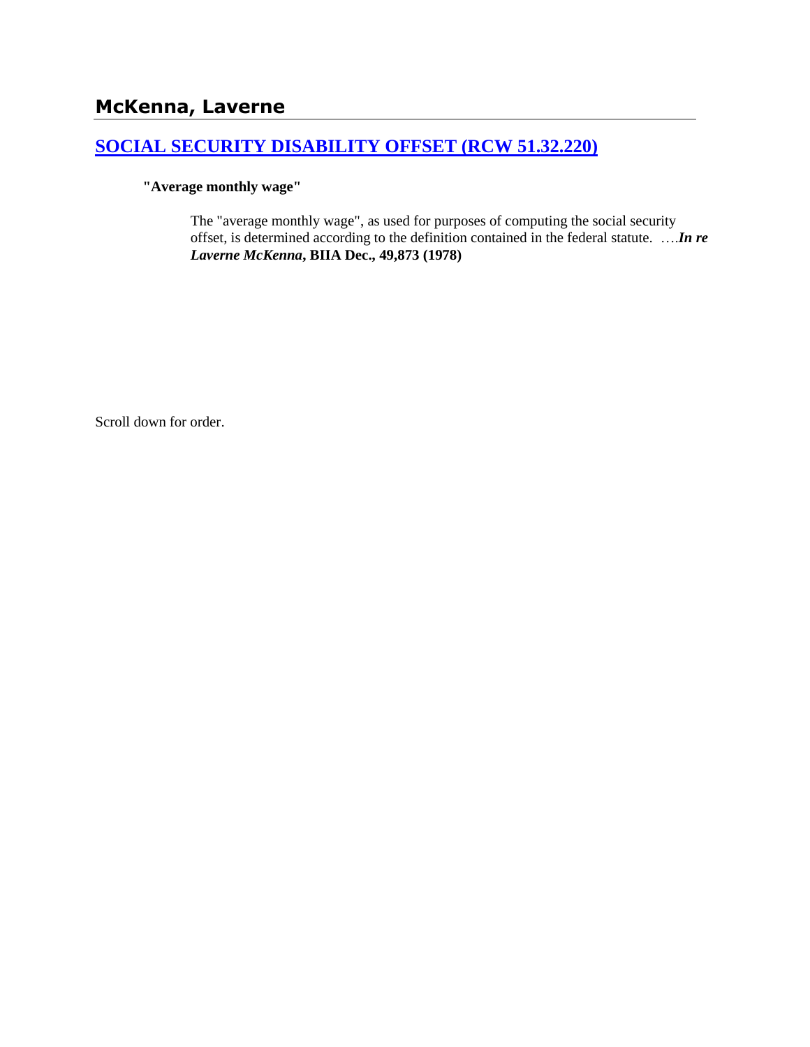# McKenna, Laverne

## [SOCIAL SECURITY DISABILITY OFFSET (RCW 51.32.220)]()

**"Average monthly wage"**

The "average monthly wage", as used for purposes of computing the social security offset, is determined according to the definition contained in the federal statute. ….***In re Laverne McKenna*, BIIA Dec., 49,873 (1978)**

Scroll down for order.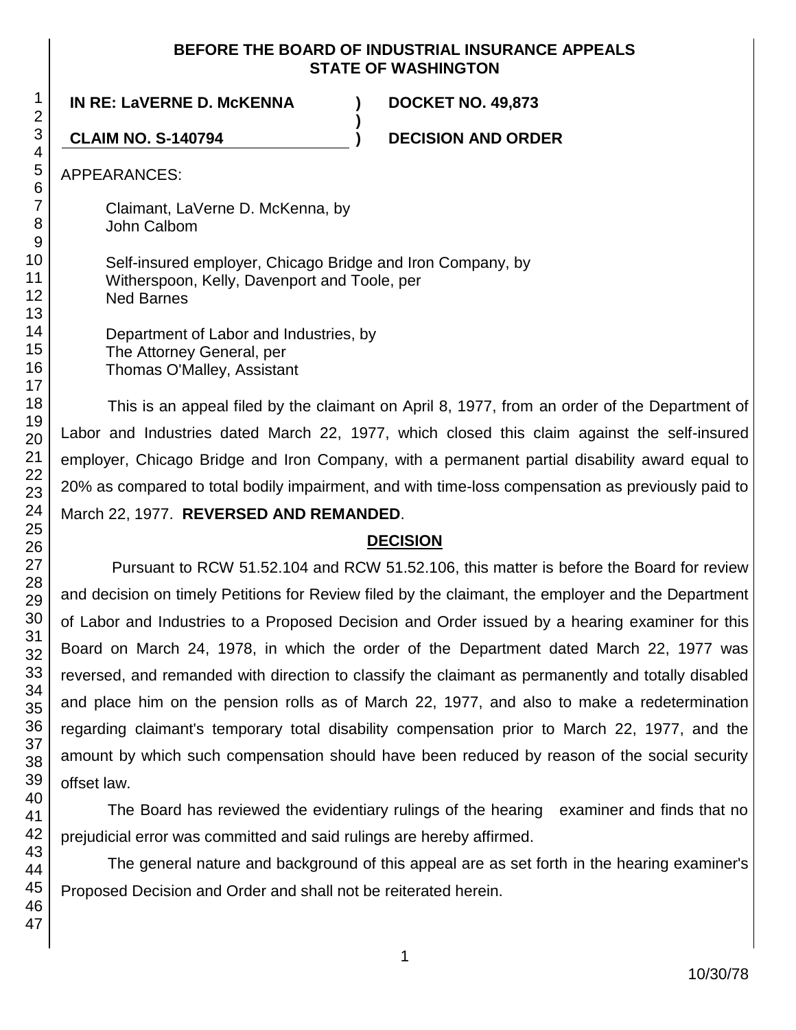**BEFORE THE BOARD OF INDUSTRIAL INSURANCE APPEALS**
**STATE OF WASHINGTON**

**IN RE: LaVERNE D. McKENNA** ) **DOCKET NO. 49,873**
)
**CLAIM NO. S-140794** ) **DECISION AND ORDER**

APPEARANCES:

Claimant, LaVerne D. McKenna, by
John Calbom

Self-insured employer, Chicago Bridge and Iron Company, by
Witherspoon, Kelly, Davenport and Toole, per
Ned Barnes

Department of Labor and Industries, by
The Attorney General, per
Thomas O'Malley, Assistant

This is an appeal filed by the claimant on April 8, 1977, from an order of the Department of Labor and Industries dated March 22, 1977, which closed this claim against the self-insured employer, Chicago Bridge and Iron Company, with a permanent partial disability award equal to 20% as compared to total bodily impairment, and with time-loss compensation as previously paid to March 22, 1977. **REVERSED AND REMANDED**.

## DECISION

Pursuant to RCW 51.52.104 and RCW 51.52.106, this matter is before the Board for review and decision on timely Petitions for Review filed by the claimant, the employer and the Department of Labor and Industries to a Proposed Decision and Order issued by a hearing examiner for this Board on March 24, 1978, in which the order of the Department dated March 22, 1977 was reversed, and remanded with direction to classify the claimant as permanently and totally disabled and place him on the pension rolls as of March 22, 1977, and also to make a redetermination regarding claimant's temporary total disability compensation prior to March 22, 1977, and the amount by which such compensation should have been reduced by reason of the social security offset law.

The Board has reviewed the evidentiary rulings of the hearing examiner and finds that no prejudicial error was committed and said rulings are hereby affirmed.

The general nature and background of this appeal are as set forth in the hearing examiner's Proposed Decision and Order and shall not be reiterated herein.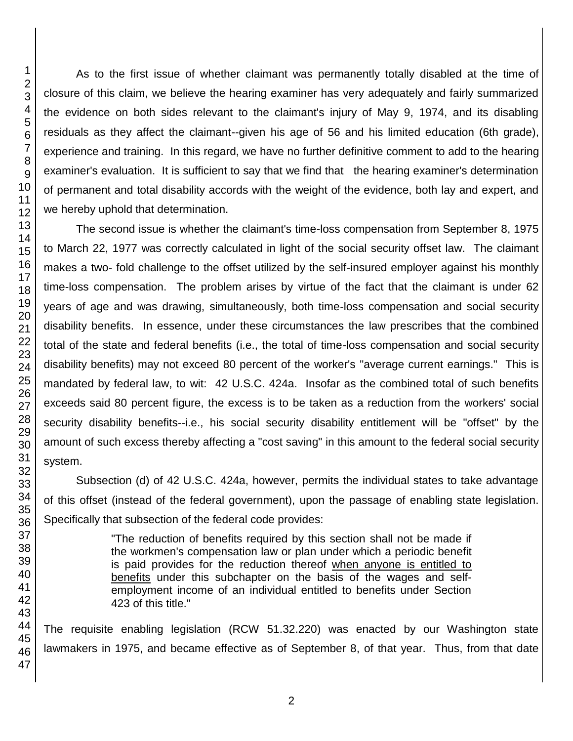As to the first issue of whether claimant was permanently totally disabled at the time of closure of this claim, we believe the hearing examiner has very adequately and fairly summarized the evidence on both sides relevant to the claimant's injury of May 9, 1974, and its disabling residuals as they affect the claimant--given his age of 56 and his limited education (6th grade), experience and training. In this regard, we have no further definitive comment to add to the hearing examiner's evaluation. It is sufficient to say that we find that the hearing examiner's determination of permanent and total disability accords with the weight of the evidence, both lay and expert, and we hereby uphold that determination.

The second issue is whether the claimant's time-loss compensation from September 8, 1975 to March 22, 1977 was correctly calculated in light of the social security offset law. The claimant makes a two- fold challenge to the offset utilized by the self-insured employer against his monthly time-loss compensation. The problem arises by virtue of the fact that the claimant is under 62 years of age and was drawing, simultaneously, both time-loss compensation and social security disability benefits. In essence, under these circumstances the law prescribes that the combined total of the state and federal benefits (i.e., the total of time-loss compensation and social security disability benefits) may not exceed 80 percent of the worker's "average current earnings." This is mandated by federal law, to wit: 42 U.S.C. 424a. Insofar as the combined total of such benefits exceeds said 80 percent figure, the excess is to be taken as a reduction from the workers' social security disability benefits--i.e., his social security disability entitlement will be "offset" by the amount of such excess thereby affecting a "cost saving" in this amount to the federal social security system.

Subsection (d) of 42 U.S.C. 424a, however, permits the individual states to take advantage of this offset (instead of the federal government), upon the passage of enabling state legislation. Specifically that subsection of the federal code provides:

> "The reduction of benefits required by this section shall not be made if the workmen's compensation law or plan under which a periodic benefit is paid provides for the reduction thereof <u>when anyone is entitled to benefits</u> under this subchapter on the basis of the wages and self-employment income of an individual entitled to benefits under Section 423 of this title."

The requisite enabling legislation (RCW 51.32.220) was enacted by our Washington state lawmakers in 1975, and became effective as of September 8, of that year. Thus, from that date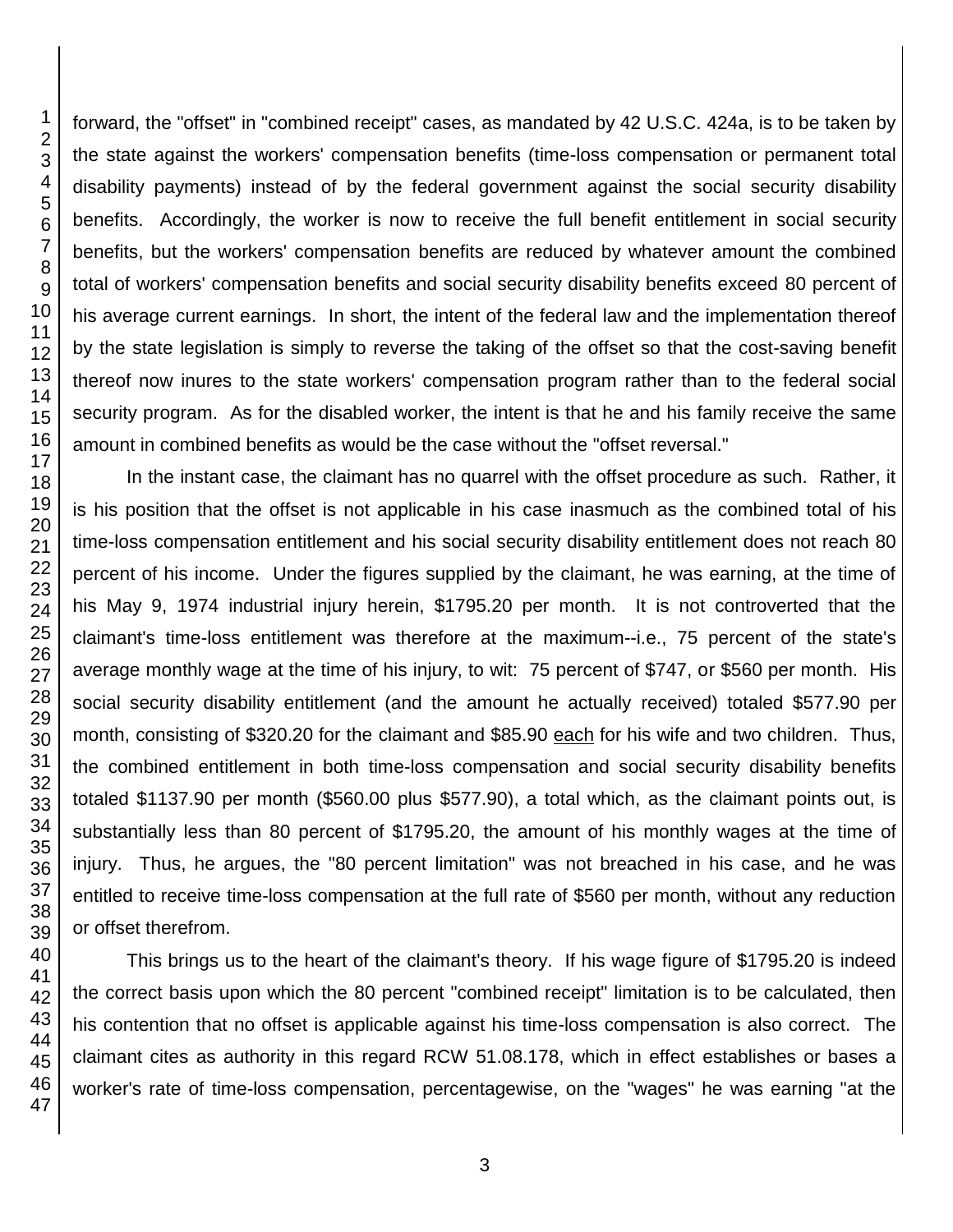forward, the "offset" in "combined receipt" cases, as mandated by 42 U.S.C. 424a, is to be taken by the state against the workers' compensation benefits (time-loss compensation or permanent total disability payments) instead of by the federal government against the social security disability benefits. Accordingly, the worker is now to receive the full benefit entitlement in social security benefits, but the workers' compensation benefits are reduced by whatever amount the combined total of workers' compensation benefits and social security disability benefits exceed 80 percent of his average current earnings. In short, the intent of the federal law and the implementation thereof by the state legislation is simply to reverse the taking of the offset so that the cost-saving benefit thereof now inures to the state workers' compensation program rather than to the federal social security program. As for the disabled worker, the intent is that he and his family receive the same amount in combined benefits as would be the case without the "offset reversal."

In the instant case, the claimant has no quarrel with the offset procedure as such. Rather, it is his position that the offset is not applicable in his case inasmuch as the combined total of his time-loss compensation entitlement and his social security disability entitlement does not reach 80 percent of his income. Under the figures supplied by the claimant, he was earning, at the time of his May 9, 1974 industrial injury herein, $1795.20 per month. It is not controverted that the claimant's time-loss entitlement was therefore at the maximum--i.e., 75 percent of the state's average monthly wage at the time of his injury, to wit: 75 percent of $747, or $560 per month. His social security disability entitlement (and the amount he actually received) totaled $577.90 per month, consisting of $320.20 for the claimant and $85.90 <u>each</u> for his wife and two children. Thus, the combined entitlement in both time-loss compensation and social security disability benefits totaled $1137.90 per month ($560.00 plus $577.90), a total which, as the claimant points out, is substantially less than 80 percent of $1795.20, the amount of his monthly wages at the time of injury. Thus, he argues, the "80 percent limitation" was not breached in his case, and he was entitled to receive time-loss compensation at the full rate of $560 per month, without any reduction or offset therefrom.

This brings us to the heart of the claimant's theory. If his wage figure of $1795.20 is indeed the correct basis upon which the 80 percent "combined receipt" limitation is to be calculated, then his contention that no offset is applicable against his time-loss compensation is also correct. The claimant cites as authority in this regard RCW 51.08.178, which in effect establishes or bases a worker's rate of time-loss compensation, percentagewise, on the "wages" he was earning "at the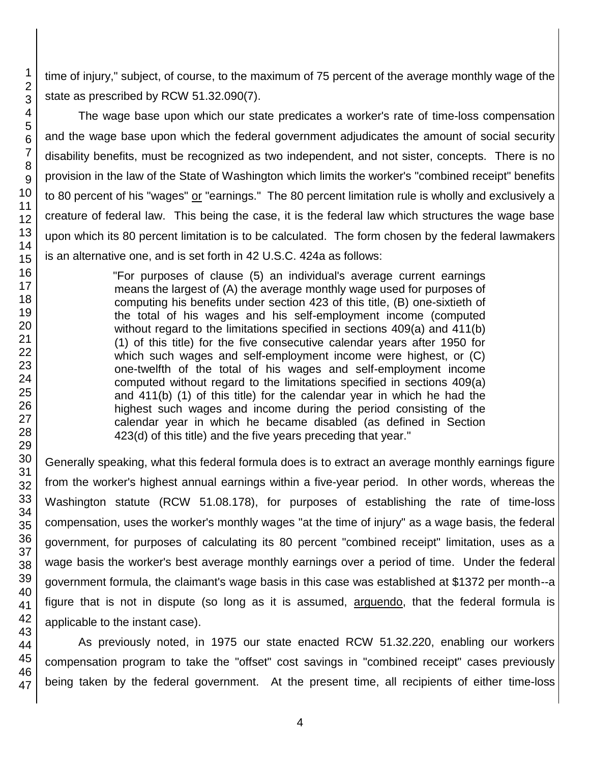time of injury," subject, of course, to the maximum of 75 percent of the average monthly wage of the state as prescribed by RCW 51.32.090(7).

The wage base upon which our state predicates a worker's rate of time-loss compensation and the wage base upon which the federal government adjudicates the amount of social security disability benefits, must be recognized as two independent, and not sister, concepts. There is no provision in the law of the State of Washington which limits the worker's "combined receipt" benefits to 80 percent of his "wages" or "earnings." The 80 percent limitation rule is wholly and exclusively a creature of federal law. This being the case, it is the federal law which structures the wage base upon which its 80 percent limitation is to be calculated. The form chosen by the federal lawmakers is an alternative one, and is set forth in 42 U.S.C. 424a as follows:

> "For purposes of clause (5) an individual's average current earnings means the largest of (A) the average monthly wage used for purposes of computing his benefits under section 423 of this title, (B) one-sixtieth of the total of his wages and his self-employment income (computed without regard to the limitations specified in sections 409(a) and 411(b) (1) of this title) for the five consecutive calendar years after 1950 for which such wages and self-employment income were highest, or (C) one-twelfth of the total of his wages and self-employment income computed without regard to the limitations specified in sections 409(a) and 411(b) (1) of this title) for the calendar year in which he had the highest such wages and income during the period consisting of the calendar year in which he became disabled (as defined in Section 423(d) of this title) and the five years preceding that year."

Generally speaking, what this federal formula does is to extract an average monthly earnings figure from the worker's highest annual earnings within a five-year period. In other words, whereas the Washington statute (RCW 51.08.178), for purposes of establishing the rate of time-loss compensation, uses the worker's monthly wages "at the time of injury" as a wage basis, the federal government, for purposes of calculating its 80 percent "combined receipt" limitation, uses as a wage basis the worker's best average monthly earnings over a period of time. Under the federal government formula, the claimant's wage basis in this case was established at $1372 per month--a figure that is not in dispute (so long as it is assumed, *arguendo*, that the federal formula is applicable to the instant case).

As previously noted, in 1975 our state enacted RCW 51.32.220, enabling our workers compensation program to take the "offset" cost savings in "combined receipt" cases previously being taken by the federal government. At the present time, all recipients of either time-loss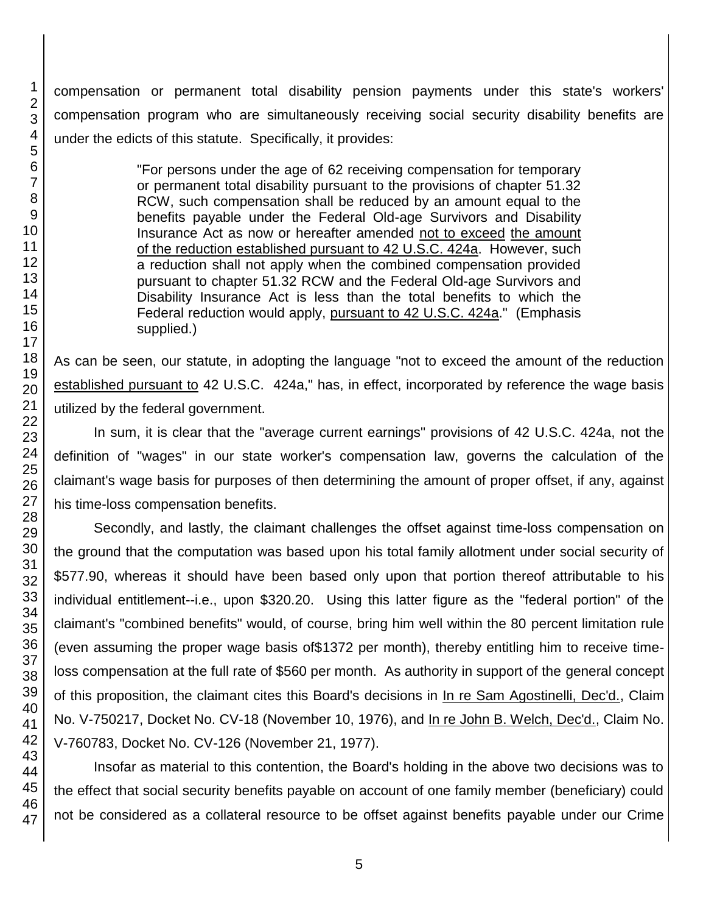compensation or permanent total disability pension payments under this state's workers' compensation program who are simultaneously receiving social security disability benefits are under the edicts of this statute. Specifically, it provides:

> "For persons under the age of 62 receiving compensation for temporary or permanent total disability pursuant to the provisions of chapter 51.32 RCW, such compensation shall be reduced by an amount equal to the benefits payable under the Federal Old-age Survivors and Disability Insurance Act as now or hereafter amended <u>not to exceed</u> <u>the amount of the reduction established pursuant to 42 U.S.C. 424a</u>. However, such a reduction shall not apply when the combined compensation provided pursuant to chapter 51.32 RCW and the Federal Old-age Survivors and Disability Insurance Act is less than the total benefits to which the Federal reduction would apply, <u>pursuant to 42 U.S.C. 424a</u>." (Emphasis supplied.)

As can be seen, our statute, in adopting the language "not to exceed the amount of the reduction <u>established pursuant to</u> 42 U.S.C. 424a," has, in effect, incorporated by reference the wage basis utilized by the federal government.

In sum, it is clear that the "average current earnings" provisions of 42 U.S.C. 424a, not the definition of "wages" in our state worker's compensation law, governs the calculation of the claimant's wage basis for purposes of then determining the amount of proper offset, if any, against his time-loss compensation benefits.

Secondly, and lastly, the claimant challenges the offset against time-loss compensation on the ground that the computation was based upon his total family allotment under social security of $577.90, whereas it should have been based only upon that portion thereof attributable to his individual entitlement--i.e., upon $320.20. Using this latter figure as the "federal portion" of the claimant's "combined benefits" would, of course, bring him well within the 80 percent limitation rule (even assuming the proper wage basis of$1372 per month), thereby entitling him to receive time-loss compensation at the full rate of $560 per month. As authority in support of the general concept of this proposition, the claimant cites this Board's decisions in <u>In re Sam Agostinelli, Dec'd.</u>, Claim No. V-750217, Docket No. CV-18 (November 10, 1976), and <u>In re John B. Welch, Dec'd.</u>, Claim No. V-760783, Docket No. CV-126 (November 21, 1977).

Insofar as material to this contention, the Board's holding in the above two decisions was to the effect that social security benefits payable on account of one family member (beneficiary) could not be considered as a collateral resource to be offset against benefits payable under our Crime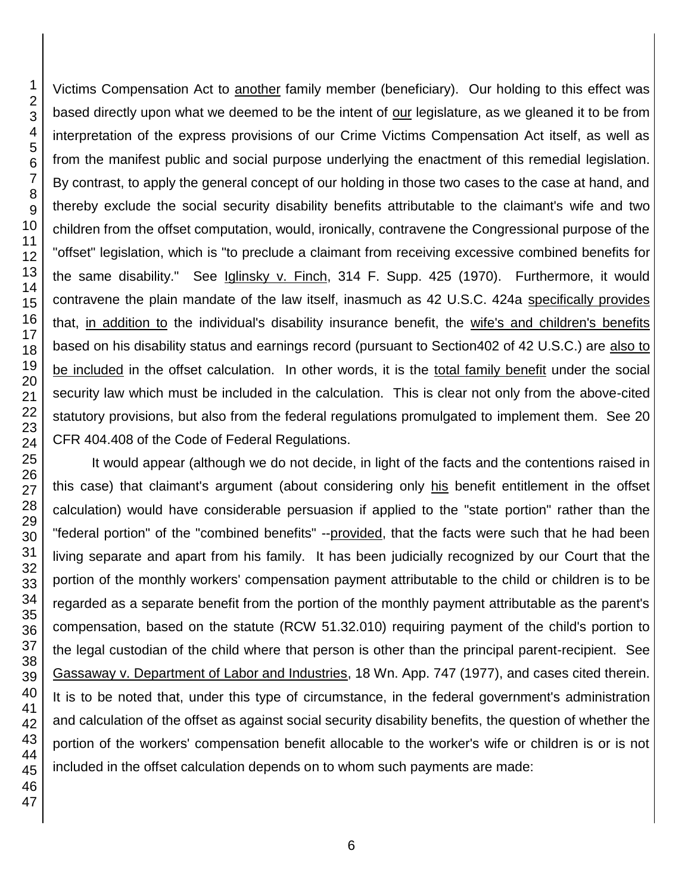Victims Compensation Act to another family member (beneficiary). Our holding to this effect was based directly upon what we deemed to be the intent of our legislature, as we gleaned it to be from interpretation of the express provisions of our Crime Victims Compensation Act itself, as well as from the manifest public and social purpose underlying the enactment of this remedial legislation. By contrast, to apply the general concept of our holding in those two cases to the case at hand, and thereby exclude the social security disability benefits attributable to the claimant's wife and two children from the offset computation, would, ironically, contravene the Congressional purpose of the "offset" legislation, which is "to preclude a claimant from receiving excessive combined benefits for the same disability." See Iglinsky v. Finch, 314 F. Supp. 425 (1970). Furthermore, it would contravene the plain mandate of the law itself, inasmuch as 42 U.S.C. 424a specifically provides that, in addition to the individual's disability insurance benefit, the wife's and children's benefits based on his disability status and earnings record (pursuant to Section402 of 42 U.S.C.) are also to be included in the offset calculation. In other words, it is the total family benefit under the social security law which must be included in the calculation. This is clear not only from the above-cited statutory provisions, but also from the federal regulations promulgated to implement them. See 20 CFR 404.408 of the Code of Federal Regulations.

It would appear (although we do not decide, in light of the facts and the contentions raised in this case) that claimant's argument (about considering only his benefit entitlement in the offset calculation) would have considerable persuasion if applied to the "state portion" rather than the "federal portion" of the "combined benefits" --provided, that the facts were such that he had been living separate and apart from his family. It has been judicially recognized by our Court that the portion of the monthly workers' compensation payment attributable to the child or children is to be regarded as a separate benefit from the portion of the monthly payment attributable as the parent's compensation, based on the statute (RCW 51.32.010) requiring payment of the child's portion to the legal custodian of the child where that person is other than the principal parent-recipient. See Gassaway v. Department of Labor and Industries, 18 Wn. App. 747 (1977), and cases cited therein. It is to be noted that, under this type of circumstance, in the federal government's administration and calculation of the offset as against social security disability benefits, the question of whether the portion of the workers' compensation benefit allocable to the worker's wife or children is or is not included in the offset calculation depends on to whom such payments are made: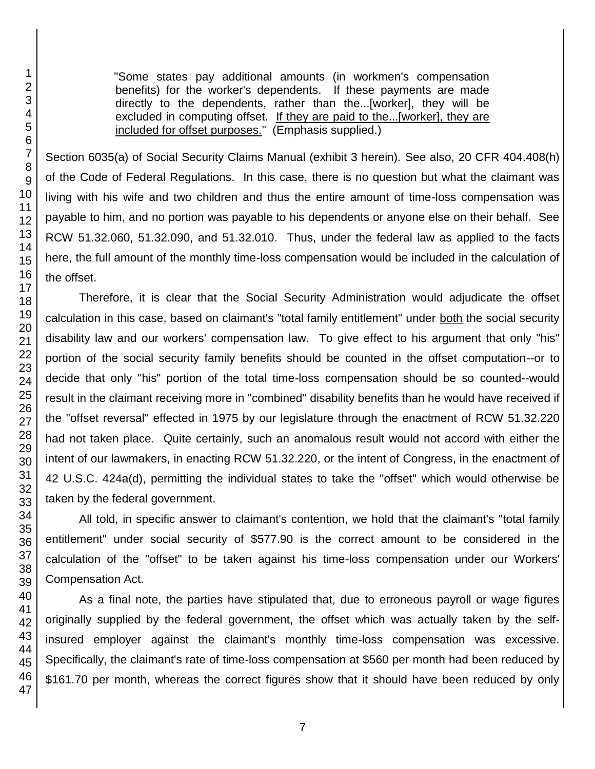> "Some states pay additional amounts (in workmen's compensation benefits) for the worker's dependents. If these payments are made directly to the dependents, rather than the...[worker], they will be excluded in computing offset. If they are paid to the...[worker], they are included for offset purposes." (Emphasis supplied.)

Section 6035(a) of Social Security Claims Manual (exhibit 3 herein). See also, 20 CFR 404.408(h) of the Code of Federal Regulations. In this case, there is no question but what the claimant was living with his wife and two children and thus the entire amount of time-loss compensation was payable to him, and no portion was payable to his dependents or anyone else on their behalf. See RCW 51.32.060, 51.32.090, and 51.32.010. Thus, under the federal law as applied to the facts here, the full amount of the monthly time-loss compensation would be included in the calculation of the offset.

Therefore, it is clear that the Social Security Administration would adjudicate the offset calculation in this case, based on claimant's "total family entitlement" under both the social security disability law and our workers' compensation law. To give effect to his argument that only "his" portion of the social security family benefits should be counted in the offset computation--or to decide that only "his" portion of the total time-loss compensation should be so counted--would result in the claimant receiving more in "combined" disability benefits than he would have received if the "offset reversal" effected in 1975 by our legislature through the enactment of RCW 51.32.220 had not taken place. Quite certainly, such an anomalous result would not accord with either the intent of our lawmakers, in enacting RCW 51.32.220, or the intent of Congress, in the enactment of 42 U.S.C. 424a(d), permitting the individual states to take the "offset" which would otherwise be taken by the federal government.

All told, in specific answer to claimant's contention, we hold that the claimant's "total family entitlement" under social security of $577.90 is the correct amount to be considered in the calculation of the "offset" to be taken against his time-loss compensation under our Workers' Compensation Act.

As a final note, the parties have stipulated that, due to erroneous payroll or wage figures originally supplied by the federal government, the offset which was actually taken by the self-insured employer against the claimant's monthly time-loss compensation was excessive. Specifically, the claimant's rate of time-loss compensation at $560 per month had been reduced by $161.70 per month, whereas the correct figures show that it should have been reduced by only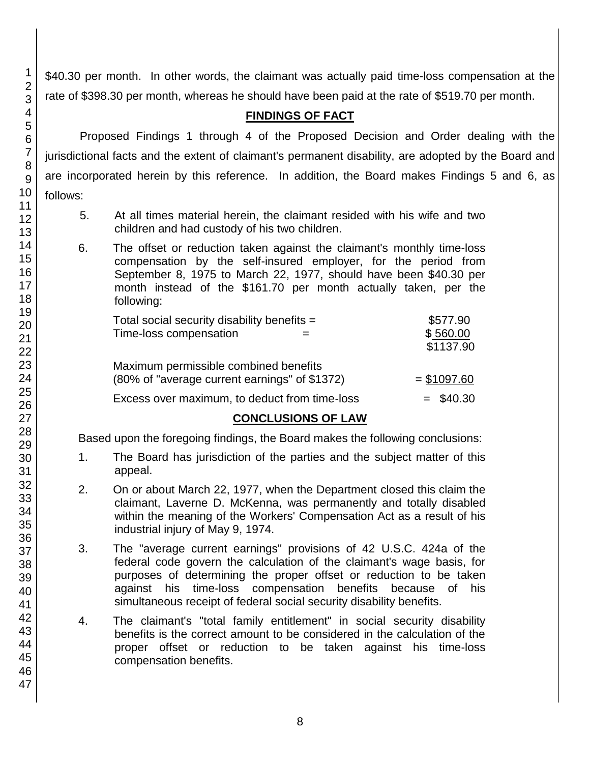$40.30 per month. In other words, the claimant was actually paid time-loss compensation at the rate of $398.30 per month, whereas he should have been paid at the rate of $519.70 per month.

## FINDINGS OF FACT

Proposed Findings 1 through 4 of the Proposed Decision and Order dealing with the jurisdictional facts and the extent of claimant's permanent disability, are adopted by the Board and are incorporated herein by this reference. In addition, the Board makes Findings 5 and 6, as follows:

5. At all times material herein, the claimant resided with his wife and two children and had custody of his two children.

6. The offset or reduction taken against the claimant's monthly time-loss compensation by the self-insured employer, for the period from September 8, 1975 to March 22, 1977, should have been $40.30 per month instead of the $161.70 per month actually taken, per the following:

| | |
|---|---|
| Total social security disability benefits = | $577.90 |
| Time-loss compensation = | $ 560.00 |
| | $1137.90 |
| Maximum permissible combined benefits (80% of "average current earnings" of $1372) | = $1097.60 |
| Excess over maximum, to deduct from time-loss | = $40.30 |

## CONCLUSIONS OF LAW

Based upon the foregoing findings, the Board makes the following conclusions:

1. The Board has jurisdiction of the parties and the subject matter of this appeal.

2. On or about March 22, 1977, when the Department closed this claim the claimant, Laverne D. McKenna, was permanently and totally disabled within the meaning of the Workers' Compensation Act as a result of his industrial injury of May 9, 1974.

3. The "average current earnings" provisions of 42 U.S.C. 424a of the federal code govern the calculation of the claimant's wage basis, for purposes of determining the proper offset or reduction to be taken against his time-loss compensation benefits because of his simultaneous receipt of federal social security disability benefits.

4. The claimant's "total family entitlement" in social security disability benefits is the correct amount to be considered in the calculation of the proper offset or reduction to be taken against his time-loss compensation benefits.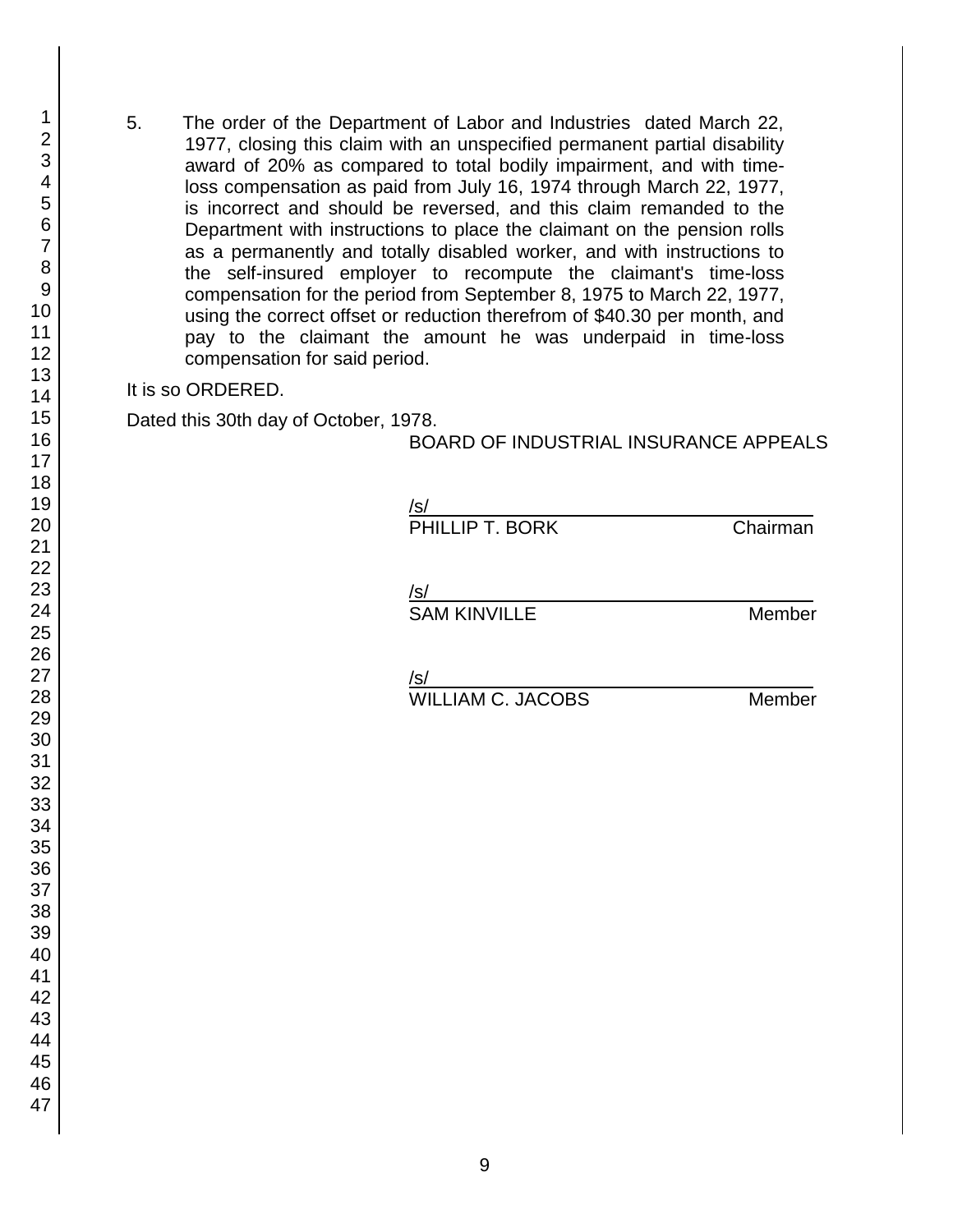5. The order of the Department of Labor and Industries dated March 22, 1977, closing this claim with an unspecified permanent partial disability award of 20% as compared to total bodily impairment, and with time-loss compensation as paid from July 16, 1974 through March 22, 1977, is incorrect and should be reversed, and this claim remanded to the Department with instructions to place the claimant on the pension rolls as a permanently and totally disabled worker, and with instructions to the self-insured employer to recompute the claimant's time-loss compensation for the period from September 8, 1975 to March 22, 1977, using the correct offset or reduction therefrom of $40.30 per month, and pay to the claimant the amount he was underpaid in time-loss compensation for said period.

It is so ORDERED.

Dated this 30th day of October, 1978.

BOARD OF INDUSTRIAL INSURANCE APPEALS

/s/
PHILLIP T. BORK Chairman

/s/
SAM KINVILLE Member

/s/
WILLIAM C. JACOBS Member